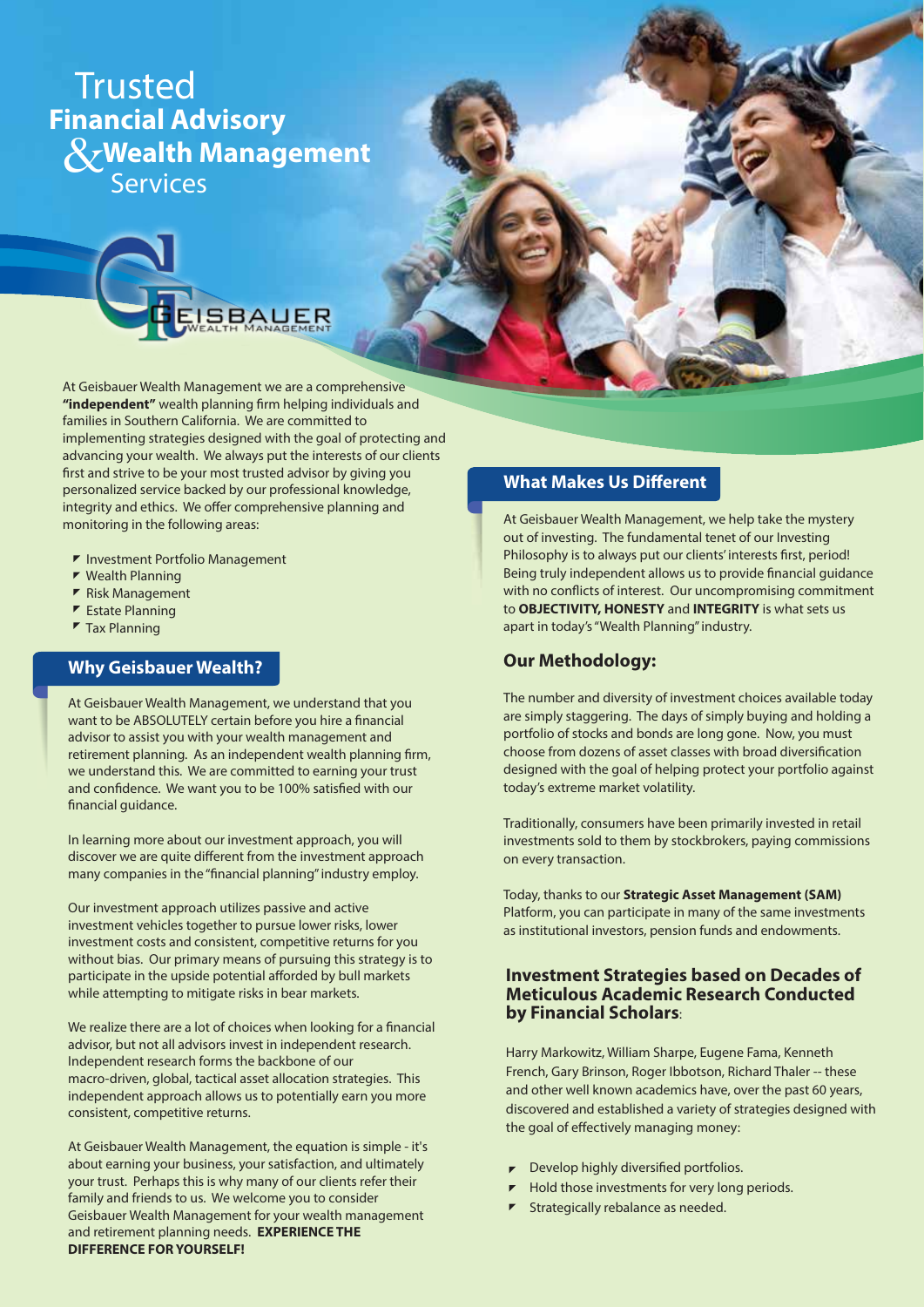# Trusted Financial Advisory & Wealth Management Services

GEISBAUER WEALTH MANAGEMENT

At Geisbauer Wealth Management we are a comprehensive **"independent"** wealth planning firm helping individuals and families in Southern California. We are committed to implementing strategies designed with the goal of protecting and advancing your wealth. We always put the interests of our clients first and strive to be your most trusted advisor by giving you personalized service backed by our professional knowledge, integrity and ethics. We offer comprehensive planning and monitoring in the following areas:

- Investment Portfolio Management
- Wealth Planning
- Risk Management
- Estate Planning
- Tax Planning

## Why Geisbauer Wealth?

At Geisbauer Wealth Management, we understand that you want to be ABSOLUTELY certain before you hire a financial advisor to assist you with your wealth management and retirement planning. As an independent wealth planning firm, we understand this. We are committed to earning your trust and confidence. We want you to be 100% satisfied with our financial guidance.

In learning more about our investment approach, you will discover we are quite different from the investment approach many companies in the "financial planning" industry employ.

Our investment approach utilizes passive and active investment vehicles together to pursue lower risks, lower investment costs and consistent, competitive returns for you without bias. Our primary means of pursuing this strategy is to participate in the upside potential afforded by bull markets while attempting to mitigate risks in bear markets.

We realize there are a lot of choices when looking for a financial advisor, but not all advisors invest in independent research. Independent research forms the backbone of our macro-driven, global, tactical asset allocation strategies. This independent approach allows us to potentially earn you more consistent, competitive returns.

At Geisbauer Wealth Management, the equation is simple - it's about earning your business, your satisfaction, and ultimately your trust. Perhaps this is why many of our clients refer their family and friends to us. We welcome you to consider Geisbauer Wealth Management for your wealth management and retirement planning needs. **EXPERIENCE THE DIFFERENCE FOR YOURSELF!**

## What Makes Us Different

At Geisbauer Wealth Management, we help take the mystery out of investing. The fundamental tenet of our Investing Philosophy is to always put our clients' interests first, period! Being truly independent allows us to provide financial guidance with no conflicts of interest. Our uncompromising commitment to **OBJECTIVITY, HONESTY** and **INTEGRITY** is what sets us apart in today's "Wealth Planning" industry.

### Our Methodology:

The number and diversity of investment choices available today are simply staggering. The days of simply buying and holding a portfolio of stocks and bonds are long gone. Now, you must choose from dozens of asset classes with broad diversification designed with the goal of helping protect your portfolio against today's extreme market volatility.

Traditionally, consumers have been primarily invested in retail investments sold to them by stockbrokers, paying commissions on every transaction.

Today, thanks to our **Strategic Asset Management (SAM)** Platform, you can participate in many of the same investments as institutional investors, pension funds and endowments.

### Investment Strategies based on Decades of Meticulous Academic Research Conducted by Financial Scholars:

Harry Markowitz, William Sharpe, Eugene Fama, Kenneth French, Gary Brinson, Roger Ibbotson, Richard Thaler -- these and other well known academics have, over the past 60 years, discovered and established a variety of strategies designed with the goal of effectively managing money:

- Develop highly diversified portfolios.
- Hold those investments for very long periods.
- Strategically rebalance as needed.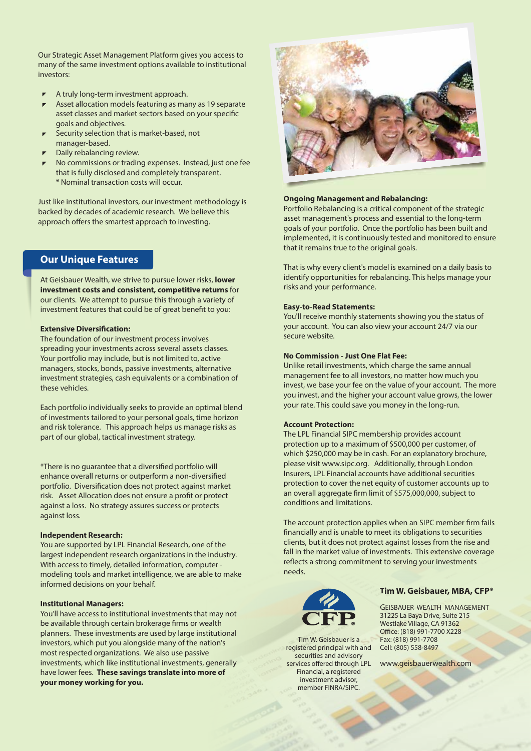Our Strategic Asset Management Platform gives you access to many of the same investment options available to institutional investors:

- A truly long-term investment approach.
- Asset allocation models featuring as many as 19 separate asset classes and market sectors based on your specific goals and objectives.
- Security selection that is market-based, not manager-based.
- Daily rebalancing review.
- No commissions or trading expenses. Instead, just one fee that is fully disclosed and completely transparent.
  * Nominal transaction costs will occur.

Just like institutional investors, our investment methodology is backed by decades of academic research. We believe this approach offers the smartest approach to investing.

## Our Unique Features

At Geisbauer Wealth, we strive to pursue lower risks, **lower investment costs and consistent, competitive returns** for our clients. We attempt to pursue this through a variety of investment features that could be of great benefit to you:

**Extensive Diversification:**
The foundation of our investment process involves spreading your investments across several assets classes. Your portfolio may include, but is not limited to, active managers, stocks, bonds, passive investments, alternative investment strategies, cash equivalents or a combination of these vehicles.

Each portfolio individually seeks to provide an optimal blend of investments tailored to your personal goals, time horizon and risk tolerance. This approach helps us manage risks as part of our global, tactical investment strategy.

*There is no guarantee that a diversified portfolio will enhance overall returns or outperform a non-diversified portfolio. Diversification does not protect against market risk. Asset Allocation does not ensure a profit or protect against a loss. No strategy assures success or protects against loss.

**Independent Research:**
You are supported by LPL Financial Research, one of the largest independent research organizations in the industry. With access to timely, detailed information, computer - modeling tools and market intelligence, we are able to make informed decisions on your behalf.

**Institutional Managers:**
You'll have access to institutional investments that may not be available through certain brokerage firms or wealth planners. These investments are used by large institutional investors, which put you alongside many of the nation's most respected organizations. We also use passive investments, which like institutional investments, generally have lower fees. **These savings translate into more of your money working for you.**

**Ongoing Management and Rebalancing:**
Portfolio Rebalancing is a critical component of the strategic asset management's process and essential to the long-term goals of your portfolio. Once the portfolio has been built and implemented, it is continuously tested and monitored to ensure that it remains true to the original goals.

That is why every client's model is examined on a daily basis to identify opportunities for rebalancing. This helps manage your risks and your performance.

**Easy-to-Read Statements:**
You'll receive monthly statements showing you the status of your account. You can also view your account 24/7 via our secure website.

**No Commission - Just One Flat Fee:**
Unlike retail investments, which charge the same annual management fee to all investors, no matter how much you invest, we base your fee on the value of your account. The more you invest, and the higher your account value grows, the lower your rate. This could save you money in the long-run.

**Account Protection:**
The LPL Financial SIPC membership provides account protection up to a maximum of $500,000 per customer, of which $250,000 may be in cash. For an explanatory brochure, please visit www.sipc.org. Additionally, through London Insurers, LPL Financial accounts have additional securities protection to cover the net equity of customer accounts up to an overall aggregate firm limit of $575,000,000, subject to conditions and limitations.

The account protection applies when an SIPC member firm fails financially and is unable to meet its obligations to securities clients, but it does not protect against losses from the rise and fall in the market value of investments. This extensive coverage reflects a strong commitment to serving your investments needs.

CFP®

Tim W. Geisbauer is a registered principal with and securities and advisory services offered through LPL Financial, a registered investment advisor, member FINRA/SIPC.

### Tim W. Geisbauer, MBA, CFP®

GEISBAUER WEALTH MANAGEMENT
31225 La Baya Drive, Suite 215
Westlake Village, CA 91362
Office: (818) 991-7700 X228
Fax: (818) 991-7708
Cell: (805) 558-8497

www.geisbauerwealth.com